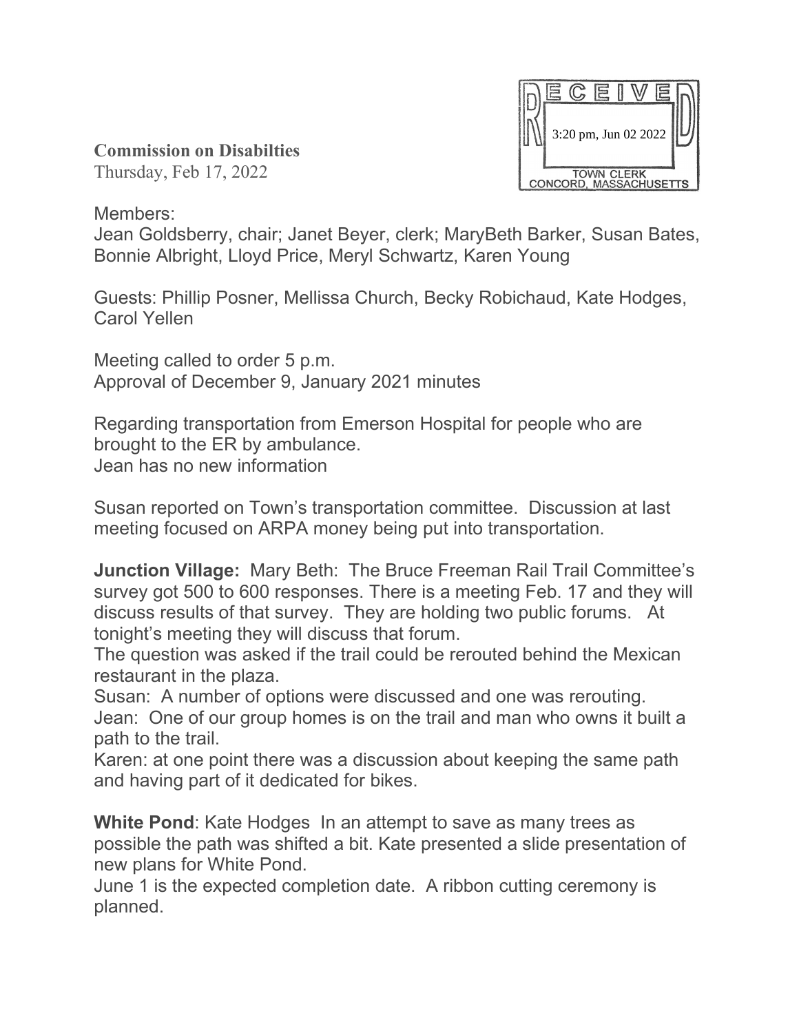RECEIVED
3:20 pm, Jun 02 2022
TOWN CLERK
CONCORD, MASSACHUSETTS

**Commission on Disabilties**
Thursday, Feb 17, 2022

Members:
Jean Goldsberry, chair; Janet Beyer, clerk; MaryBeth Barker, Susan Bates, Bonnie Albright, Lloyd Price, Meryl Schwartz, Karen Young

Guests: Phillip Posner, Mellissa Church, Becky Robichaud, Kate Hodges, Carol Yellen

Meeting called to order 5 p.m.
Approval of December 9, January 2021 minutes

Regarding transportation from Emerson Hospital for people who are brought to the ER by ambulance.
Jean has no new information

Susan reported on Town's transportation committee. Discussion at last meeting focused on ARPA money being put into transportation.

**Junction Village:** Mary Beth: The Bruce Freeman Rail Trail Committee's survey got 500 to 600 responses. There is a meeting Feb. 17 and they will discuss results of that survey. They are holding two public forums. At tonight's meeting they will discuss that forum.
The question was asked if the trail could be rerouted behind the Mexican restaurant in the plaza.
Susan: A number of options were discussed and one was rerouting.
Jean: One of our group homes is on the trail and man who owns it built a path to the trail.
Karen: at one point there was a discussion about keeping the same path and having part of it dedicated for bikes.

**White Pond**: Kate Hodges In an attempt to save as many trees as possible the path was shifted a bit. Kate presented a slide presentation of new plans for White Pond.
June 1 is the expected completion date. A ribbon cutting ceremony is planned.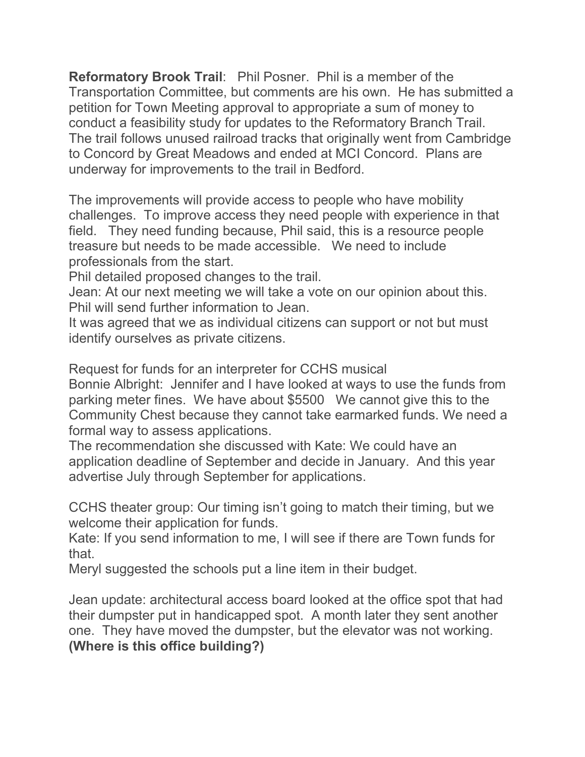**Reformatory Brook Trail**: Phil Posner. Phil is a member of the Transportation Committee, but comments are his own. He has submitted a petition for Town Meeting approval to appropriate a sum of money to conduct a feasibility study for updates to the Reformatory Branch Trail. The trail follows unused railroad tracks that originally went from Cambridge to Concord by Great Meadows and ended at MCI Concord. Plans are underway for improvements to the trail in Bedford.

The improvements will provide access to people who have mobility challenges. To improve access they need people with experience in that field. They need funding because, Phil said, this is a resource people treasure but needs to be made accessible. We need to include professionals from the start.
Phil detailed proposed changes to the trail.
Jean: At our next meeting we will take a vote on our opinion about this. Phil will send further information to Jean.
It was agreed that we as individual citizens can support or not but must identify ourselves as private citizens.

Request for funds for an interpreter for CCHS musical
Bonnie Albright: Jennifer and I have looked at ways to use the funds from parking meter fines. We have about $5500 We cannot give this to the Community Chest because they cannot take earmarked funds. We need a formal way to assess applications.
The recommendation she discussed with Kate: We could have an application deadline of September and decide in January. And this year advertise July through September for applications.

CCHS theater group: Our timing isn't going to match their timing, but we welcome their application for funds.
Kate: If you send information to me, I will see if there are Town funds for that.
Meryl suggested the schools put a line item in their budget.

Jean update: architectural access board looked at the office spot that had their dumpster put in handicapped spot. A month later they sent another one. They have moved the dumpster, but the elevator was not working. **(Where is this office building?)**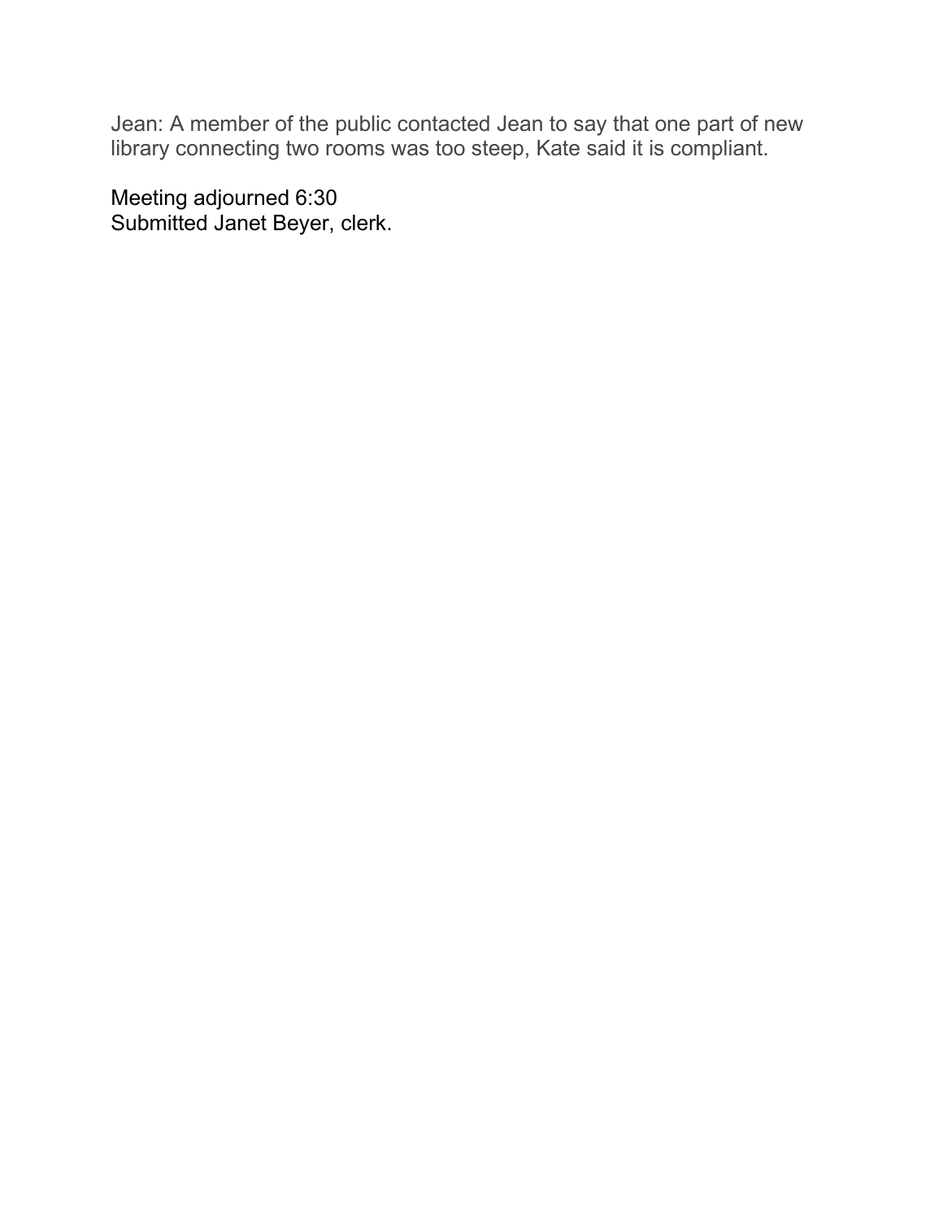Jean: A member of the public contacted Jean to say that one part of new library connecting two rooms was too steep, Kate said it is compliant.

Meeting adjourned 6:30
Submitted Janet Beyer, clerk.